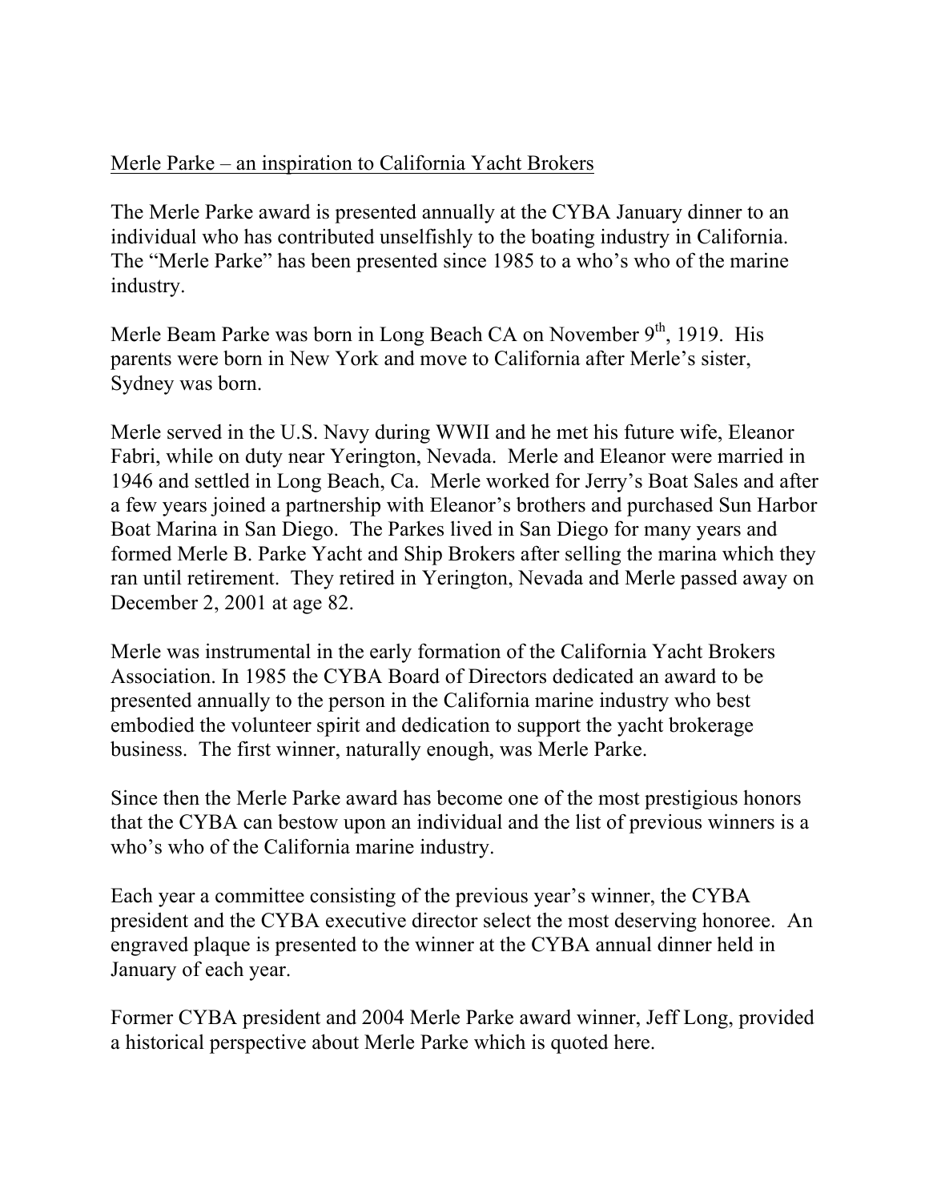<u>Merle Parke – an inspiration to California Yacht Brokers</u>

The Merle Parke award is presented annually at the CYBA January dinner to an individual who has contributed unselfishly to the boating industry in California. The "Merle Parke" has been presented since 1985 to a who's who of the marine industry.

Merle Beam Parke was born in Long Beach CA on November 9th, 1919. His parents were born in New York and move to California after Merle's sister, Sydney was born.

Merle served in the U.S. Navy during WWII and he met his future wife, Eleanor Fabri, while on duty near Yerington, Nevada. Merle and Eleanor were married in 1946 and settled in Long Beach, Ca. Merle worked for Jerry's Boat Sales and after a few years joined a partnership with Eleanor's brothers and purchased Sun Harbor Boat Marina in San Diego. The Parkes lived in San Diego for many years and formed Merle B. Parke Yacht and Ship Brokers after selling the marina which they ran until retirement. They retired in Yerington, Nevada and Merle passed away on December 2, 2001 at age 82.

Merle was instrumental in the early formation of the California Yacht Brokers Association. In 1985 the CYBA Board of Directors dedicated an award to be presented annually to the person in the California marine industry who best embodied the volunteer spirit and dedication to support the yacht brokerage business. The first winner, naturally enough, was Merle Parke.

Since then the Merle Parke award has become one of the most prestigious honors that the CYBA can bestow upon an individual and the list of previous winners is a who's who of the California marine industry.

Each year a committee consisting of the previous year's winner, the CYBA president and the CYBA executive director select the most deserving honoree. An engraved plaque is presented to the winner at the CYBA annual dinner held in January of each year.

Former CYBA president and 2004 Merle Parke award winner, Jeff Long, provided a historical perspective about Merle Parke which is quoted here.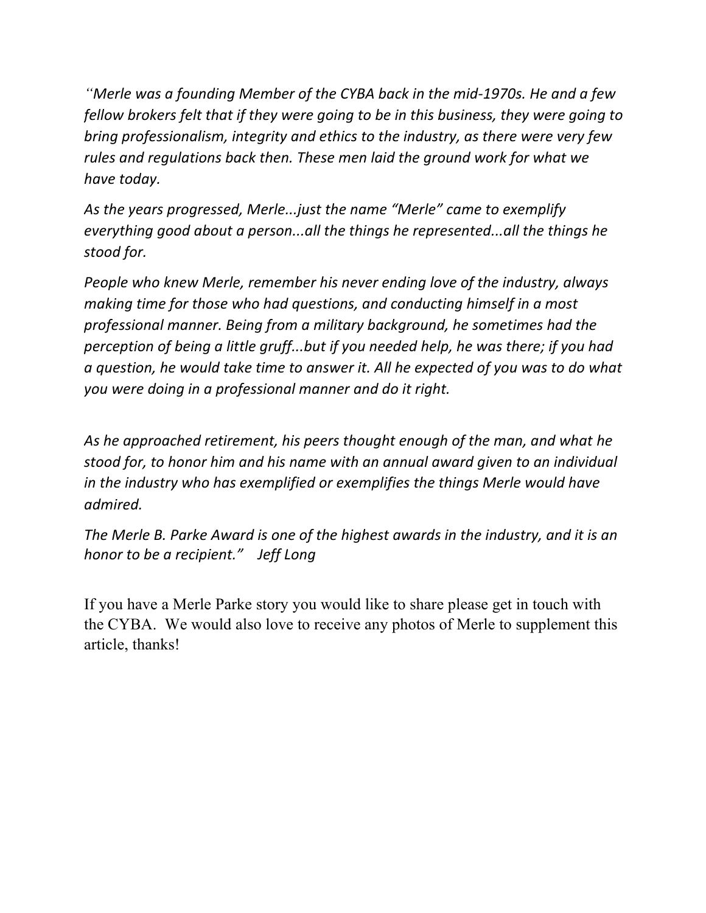*"Merle was a founding Member of the CYBA back in the mid-1970s. He and a few fellow brokers felt that if they were going to be in this business, they were going to bring professionalism, integrity and ethics to the industry, as there were very few rules and regulations back then. These men laid the ground work for what we have today.*

*As the years progressed, Merle...just the name "Merle" came to exemplify everything good about a person...all the things he represented...all the things he stood for.*

*People who knew Merle, remember his never ending love of the industry, always making time for those who had questions, and conducting himself in a most professional manner. Being from a military background, he sometimes had the perception of being a little gruff...but if you needed help, he was there; if you had a question, he would take time to answer it. All he expected of you was to do what you were doing in a professional manner and do it right.*

*As he approached retirement, his peers thought enough of the man, and what he stood for, to honor him and his name with an annual award given to an individual in the industry who has exemplified or exemplifies the things Merle would have admired.*

*The Merle B. Parke Award is one of the highest awards in the industry, and it is an honor to be a recipient." Jeff Long*

If you have a Merle Parke story you would like to share please get in touch with the CYBA. We would also love to receive any photos of Merle to supplement this article, thanks!